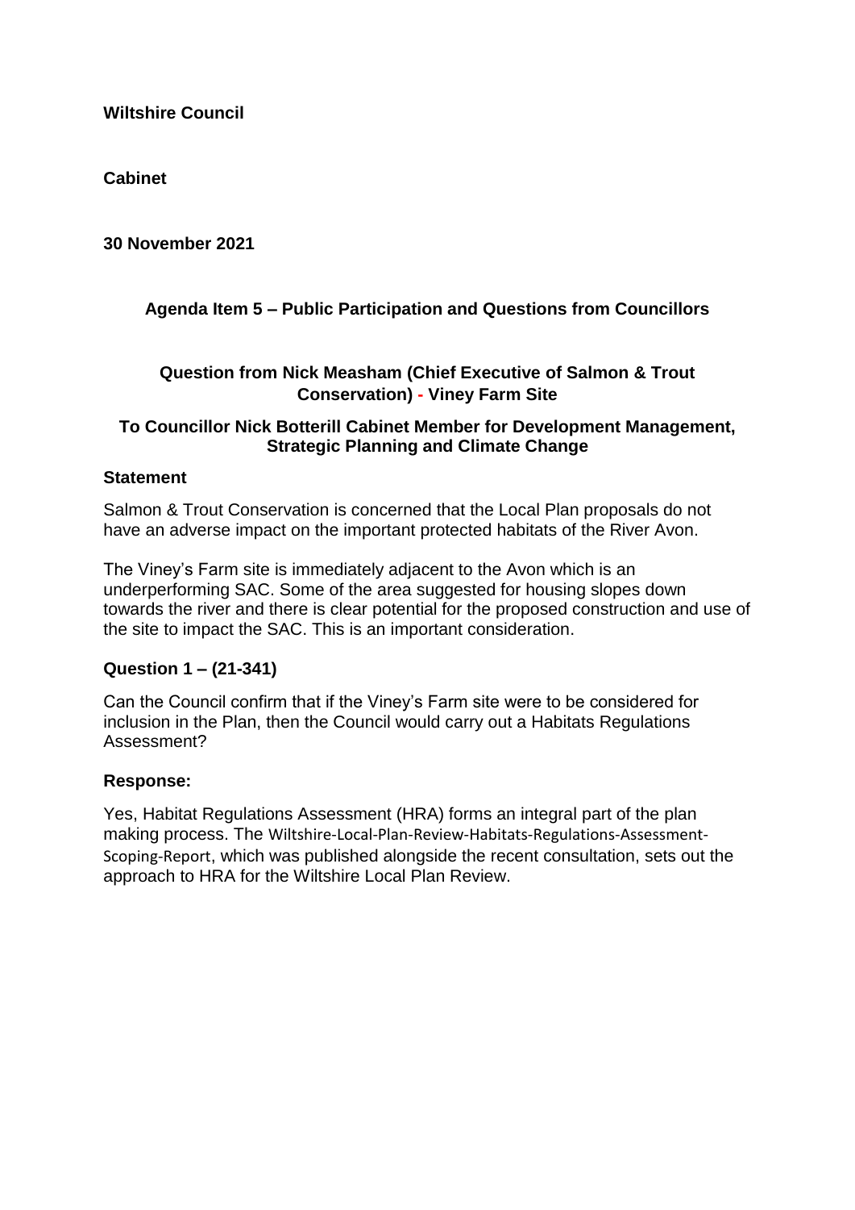**Wiltshire Council**

**Cabinet**

**30 November 2021**

## Agenda Item 5 – Public Participation and Questions from Councillors

### Question from Nick Measham (Chief Executive of Salmon & Trout Conservation) - Viney Farm Site

### To Councillor Nick Botterill Cabinet Member for Development Management, Strategic Planning and Climate Change

**Statement**

Salmon & Trout Conservation is concerned that the Local Plan proposals do not have an adverse impact on the important protected habitats of the River Avon.

The Viney's Farm site is immediately adjacent to the Avon which is an underperforming SAC. Some of the area suggested for housing slopes down towards the river and there is clear potential for the proposed construction and use of the site to impact the SAC. This is an important consideration.

**Question 1 – (21-341)**

Can the Council confirm that if the Viney's Farm site were to be considered for inclusion in the Plan, then the Council would carry out a Habitats Regulations Assessment?

**Response:**

Yes, Habitat Regulations Assessment (HRA) forms an integral part of the plan making process. The Wiltshire-Local-Plan-Review-Habitats-Regulations-Assessment-Scoping-Report, which was published alongside the recent consultation, sets out the approach to HRA for the Wiltshire Local Plan Review.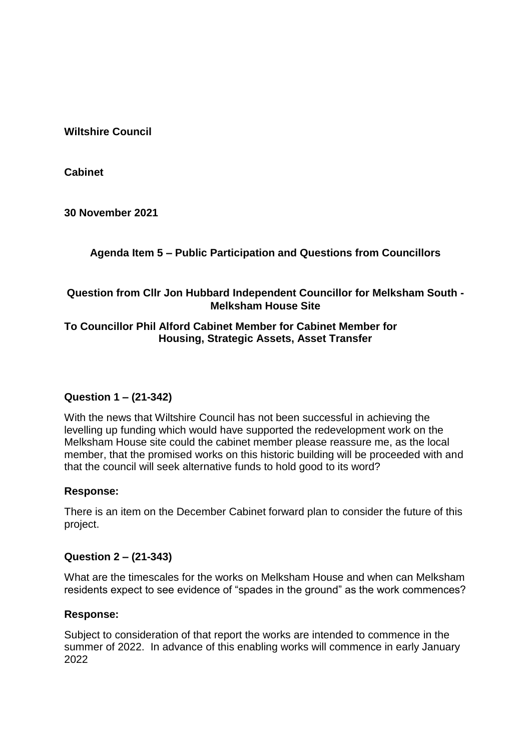**Wiltshire Council**

**Cabinet**

**30 November 2021**

**Agenda Item 5 – Public Participation and Questions from Councillors**

**Question from Cllr Jon Hubbard Independent Councillor for Melksham South - Melksham House Site**

**To Councillor Phil Alford Cabinet Member for Cabinet Member for Housing, Strategic Assets, Asset Transfer**

**Question 1 – (21-342)**

With the news that Wiltshire Council has not been successful in achieving the levelling up funding which would have supported the redevelopment work on the Melksham House site could the cabinet member please reassure me, as the local member, that the promised works on this historic building will be proceeded with and that the council will seek alternative funds to hold good to its word?

**Response:**

There is an item on the December Cabinet forward plan to consider the future of this project.

**Question 2 – (21-343)**

What are the timescales for the works on Melksham House and when can Melksham residents expect to see evidence of "spades in the ground" as the work commences?

**Response:**

Subject to consideration of that report the works are intended to commence in the summer of 2022. In advance of this enabling works will commence in early January 2022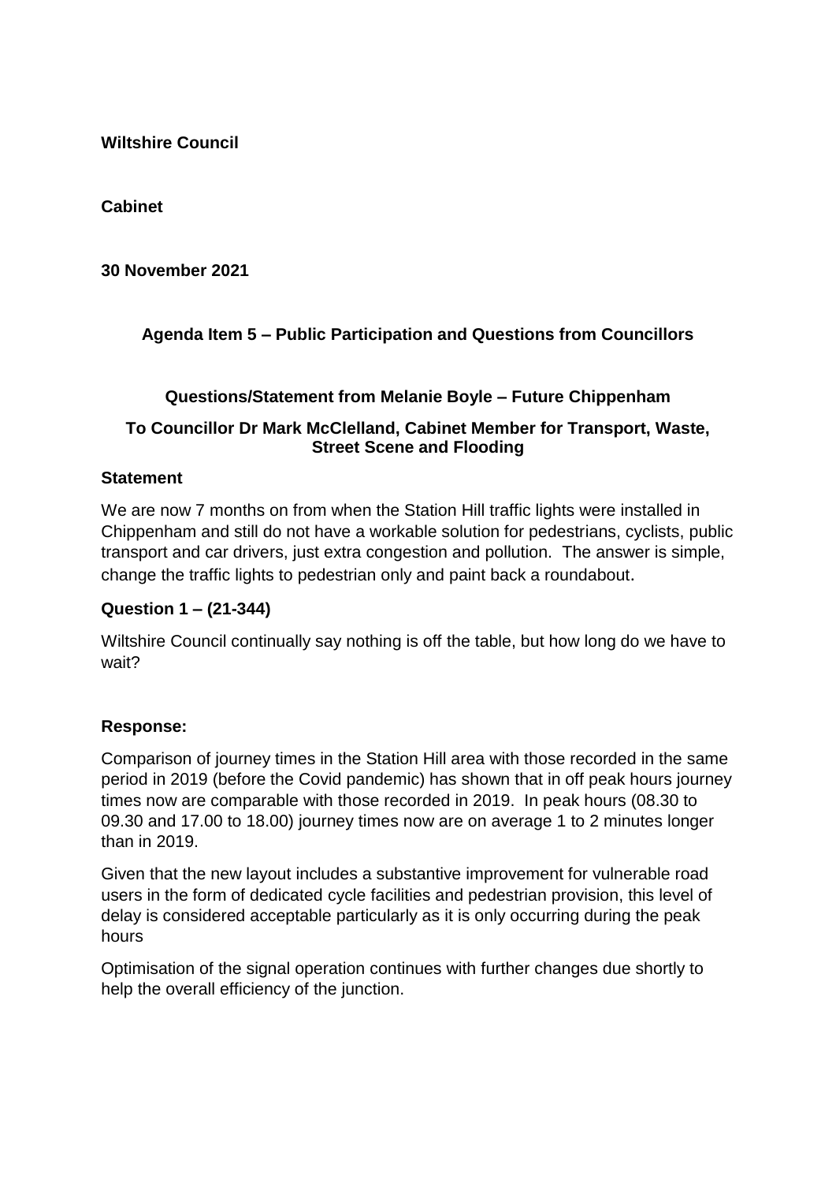**Wiltshire Council**

**Cabinet**

**30 November 2021**

**Agenda Item 5 – Public Participation and Questions from Councillors**

**Questions/Statement from Melanie Boyle – Future Chippenham**

**To Councillor Dr Mark McClelland, Cabinet Member for Transport, Waste, Street Scene and Flooding**

**Statement**

We are now 7 months on from when the Station Hill traffic lights were installed in Chippenham and still do not have a workable solution for pedestrians, cyclists, public transport and car drivers, just extra congestion and pollution. The answer is simple, change the traffic lights to pedestrian only and paint back a roundabout.

**Question 1 – (21-344)**

Wiltshire Council continually say nothing is off the table, but how long do we have to wait?

**Response:**

Comparison of journey times in the Station Hill area with those recorded in the same period in 2019 (before the Covid pandemic) has shown that in off peak hours journey times now are comparable with those recorded in 2019. In peak hours (08.30 to 09.30 and 17.00 to 18.00) journey times now are on average 1 to 2 minutes longer than in 2019.

Given that the new layout includes a substantive improvement for vulnerable road users in the form of dedicated cycle facilities and pedestrian provision, this level of delay is considered acceptable particularly as it is only occurring during the peak hours

Optimisation of the signal operation continues with further changes due shortly to help the overall efficiency of the junction.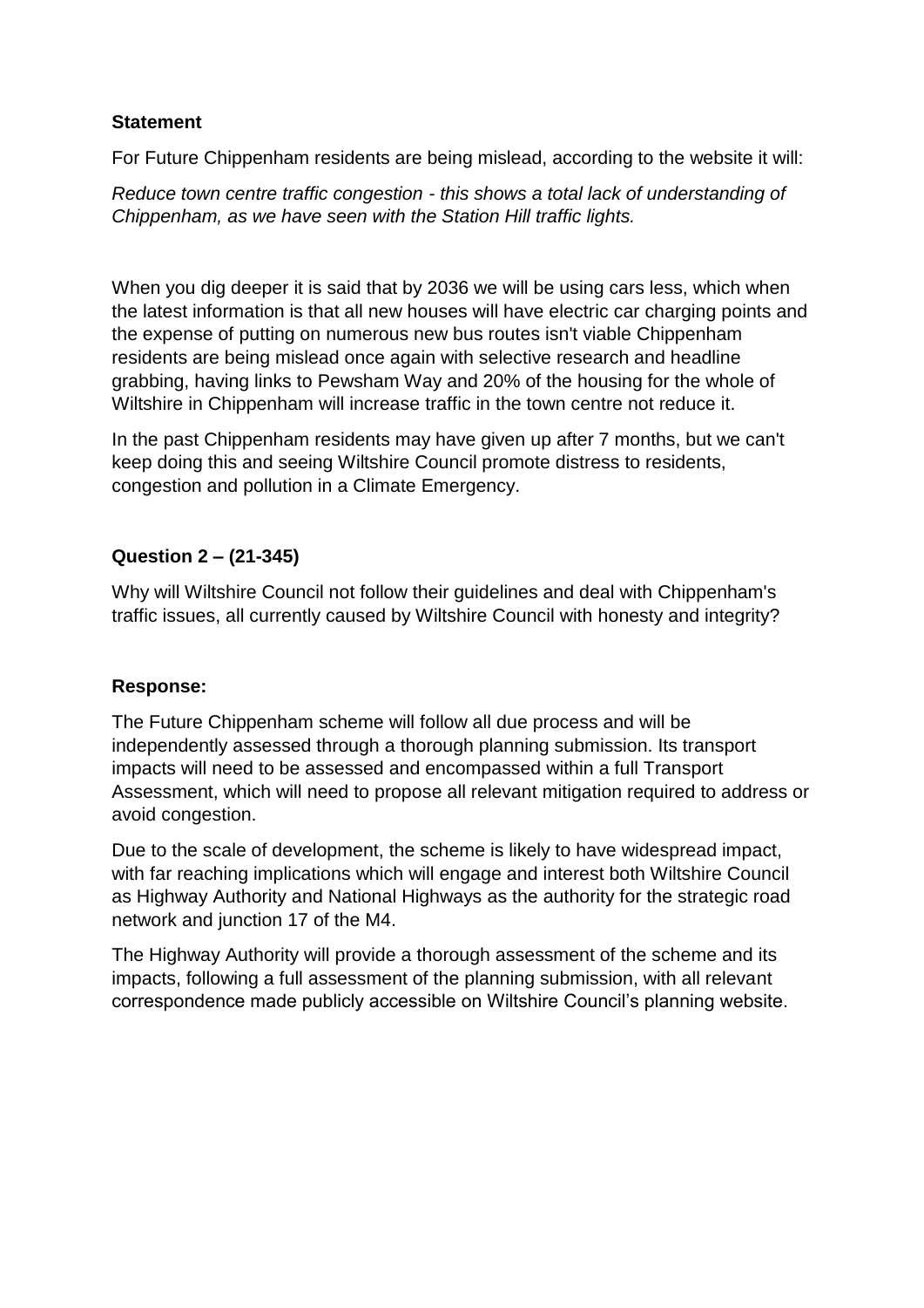**Statement**

For Future Chippenham residents are being mislead, according to the website it will:

*Reduce town centre traffic congestion - this shows a total lack of understanding of Chippenham, as we have seen with the Station Hill traffic lights.*

When you dig deeper it is said that by 2036 we will be using cars less, which when the latest information is that all new houses will have electric car charging points and the expense of putting on numerous new bus routes isn't viable Chippenham residents are being mislead once again with selective research and headline grabbing, having links to Pewsham Way and 20% of the housing for the whole of Wiltshire in Chippenham will increase traffic in the town centre not reduce it.

In the past Chippenham residents may have given up after 7 months, but we can't keep doing this and seeing Wiltshire Council promote distress to residents, congestion and pollution in a Climate Emergency.

**Question 2 – (21-345)**

Why will Wiltshire Council not follow their guidelines and deal with Chippenham's traffic issues, all currently caused by Wiltshire Council with honesty and integrity?

**Response:**

The Future Chippenham scheme will follow all due process and will be independently assessed through a thorough planning submission. Its transport impacts will need to be assessed and encompassed within a full Transport Assessment, which will need to propose all relevant mitigation required to address or avoid congestion.

Due to the scale of development, the scheme is likely to have widespread impact, with far reaching implications which will engage and interest both Wiltshire Council as Highway Authority and National Highways as the authority for the strategic road network and junction 17 of the M4.

The Highway Authority will provide a thorough assessment of the scheme and its impacts, following a full assessment of the planning submission, with all relevant correspondence made publicly accessible on Wiltshire Council's planning website.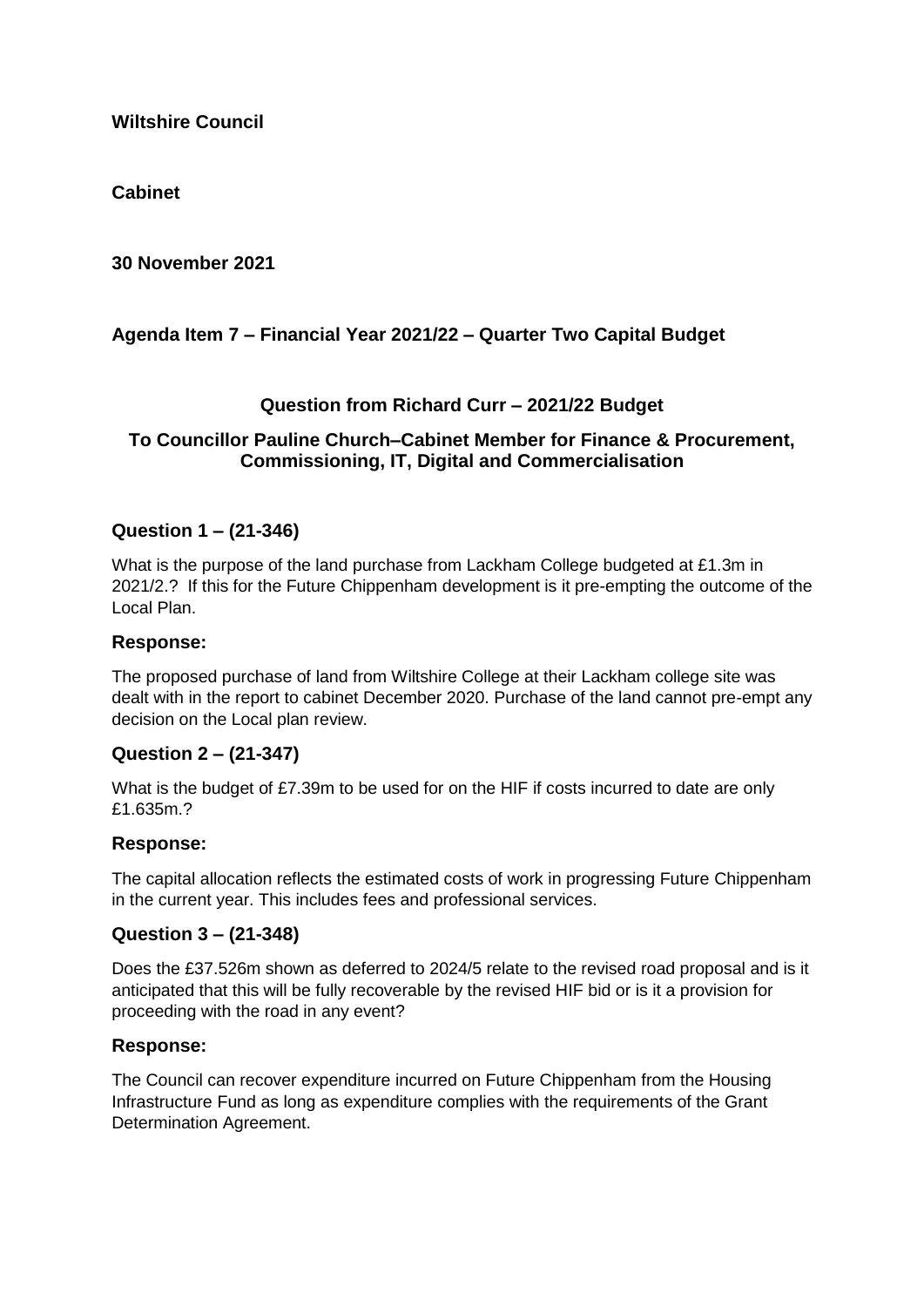**Wiltshire Council**

**Cabinet**

**30 November 2021**

**Agenda Item 7 – Financial Year 2021/22 – Quarter Two Capital Budget**

**Question from Richard Curr – 2021/22 Budget**

**To Councillor Pauline Church–Cabinet Member for Finance & Procurement, Commissioning, IT, Digital and Commercialisation**

## Question 1 – (21-346)

What is the purpose of the land purchase from Lackham College budgeted at £1.3m in 2021/2.? If this for the Future Chippenham development is it pre-empting the outcome of the Local Plan.

### Response:

The proposed purchase of land from Wiltshire College at their Lackham college site was dealt with in the report to cabinet December 2020. Purchase of the land cannot pre-empt any decision on the Local plan review.

## Question 2 – (21-347)

What is the budget of £7.39m to be used for on the HIF if costs incurred to date are only £1.635m.?

### Response:

The capital allocation reflects the estimated costs of work in progressing Future Chippenham in the current year. This includes fees and professional services.

## Question 3 – (21-348)

Does the £37.526m shown as deferred to 2024/5 relate to the revised road proposal and is it anticipated that this will be fully recoverable by the revised HIF bid or is it a provision for proceeding with the road in any event?

### Response:

The Council can recover expenditure incurred on Future Chippenham from the Housing Infrastructure Fund as long as expenditure complies with the requirements of the Grant Determination Agreement.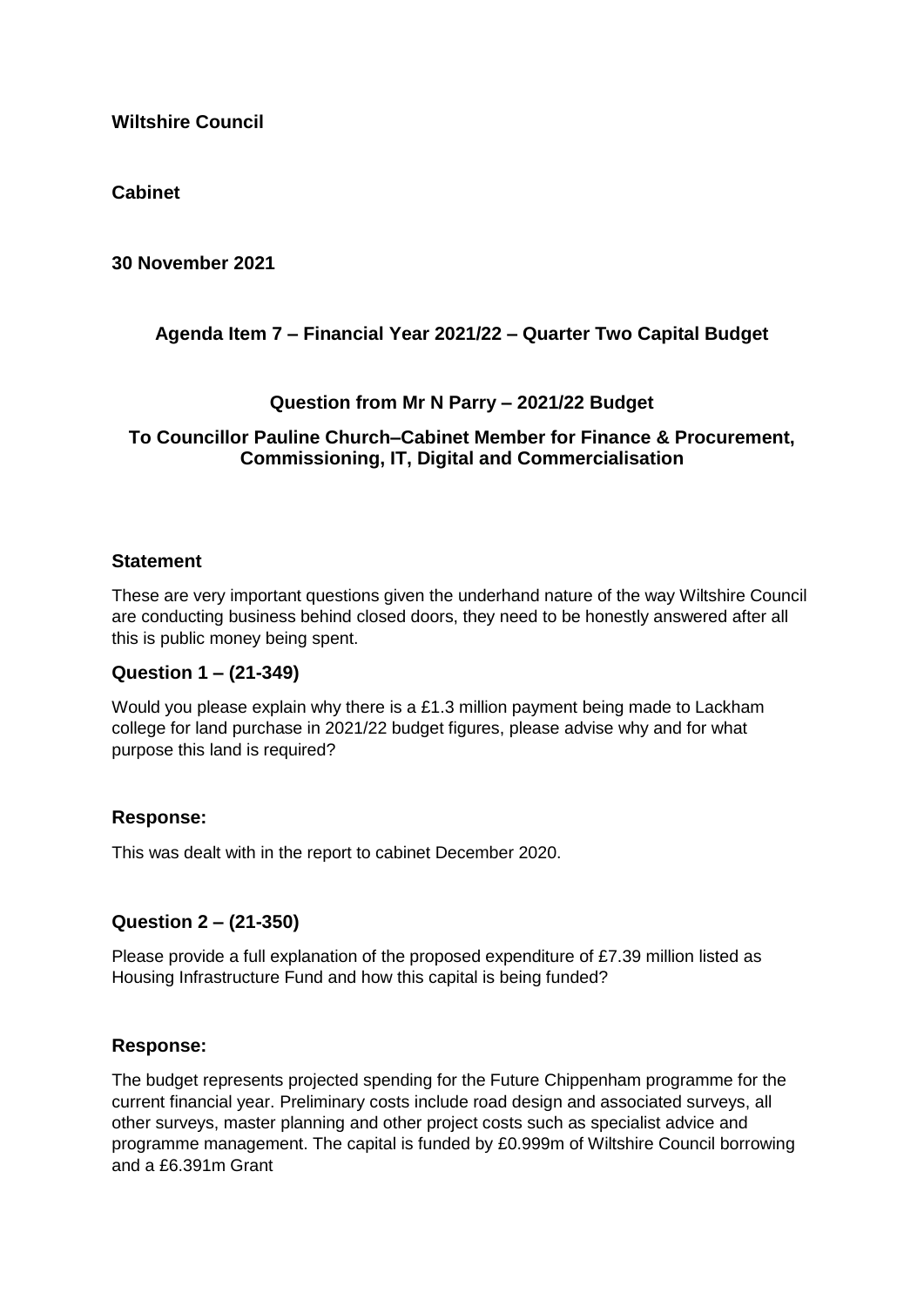**Wiltshire Council**

**Cabinet**

**30 November 2021**

### Agenda Item 7 – Financial Year 2021/22 – Quarter Two Capital Budget

### Question from Mr N Parry – 2021/22 Budget

### To Councillor Pauline Church–Cabinet Member for Finance & Procurement, Commissioning, IT, Digital and Commercialisation

### Statement

These are very important questions given the underhand nature of the way Wiltshire Council are conducting business behind closed doors, they need to be honestly answered after all this is public money being spent.

### Question 1 – (21-349)

Would you please explain why there is a £1.3 million payment being made to Lackham college for land purchase in 2021/22 budget figures, please advise why and for what purpose this land is required?

### Response:

This was dealt with in the report to cabinet December 2020.

### Question 2 – (21-350)

Please provide a full explanation of the proposed expenditure of £7.39 million listed as Housing Infrastructure Fund and how this capital is being funded?

### Response:

The budget represents projected spending for the Future Chippenham programme for the current financial year. Preliminary costs include road design and associated surveys, all other surveys, master planning and other project costs such as specialist advice and programme management. The capital is funded by £0.999m of Wiltshire Council borrowing and a £6.391m Grant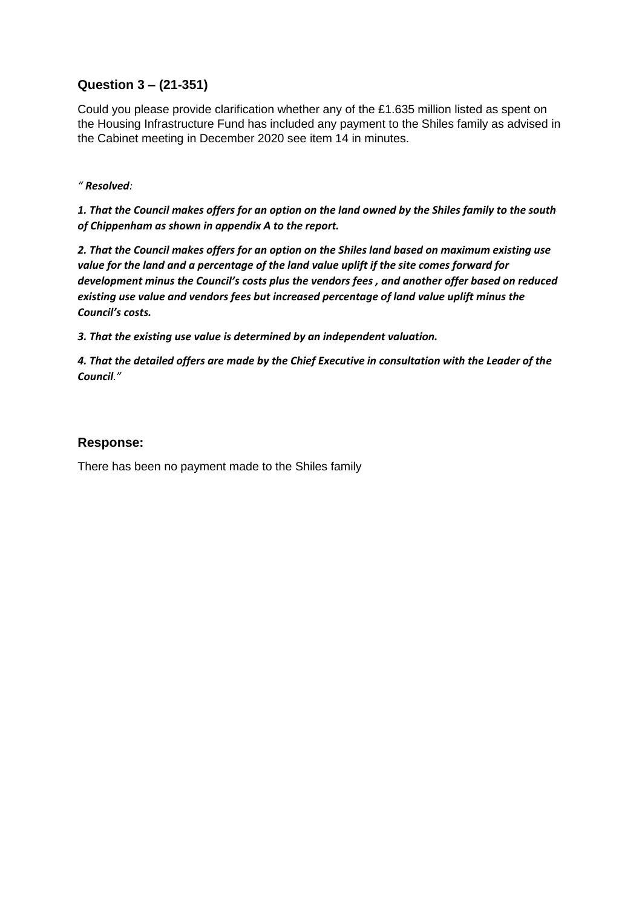### Question 3 – (21-351)

Could you please provide clarification whether any of the £1.635 million listed as spent on the Housing Infrastructure Fund has included any payment to the Shiles family as advised in the Cabinet meeting in December 2020 see item 14 in minutes.

*" **Resolved**:*

***1. That the Council makes offers for an option on the land owned by the Shiles family to the south of Chippenham as shown in appendix A to the report.***

***2. That the Council makes offers for an option on the Shiles land based on maximum existing use value for the land and a percentage of the land value uplift if the site comes forward for development minus the Council's costs plus the vendors fees , and another offer based on reduced existing use value and vendors fees but increased percentage of land value uplift minus the Council's costs.***

***3. That the existing use value is determined by an independent valuation.***

***4. That the detailed offers are made by the Chief Executive in consultation with the Leader of the Council**."*

### Response:

There has been no payment made to the Shiles family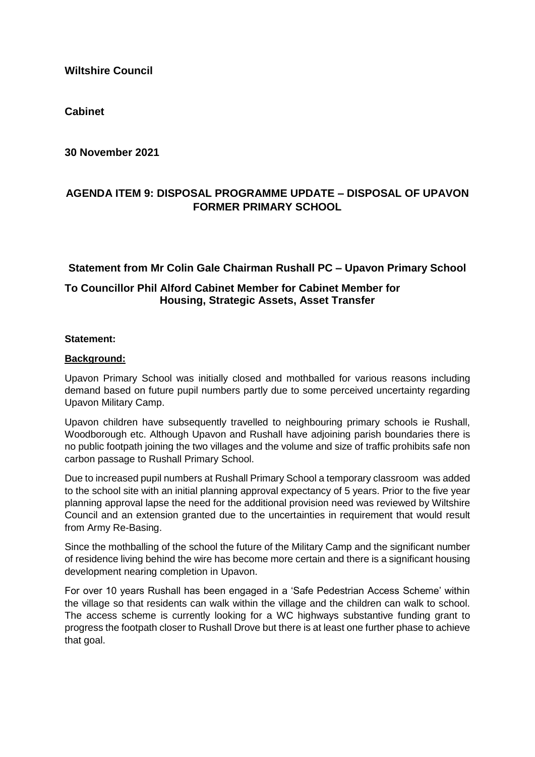**Wiltshire Council**

**Cabinet**

**30 November 2021**

## AGENDA ITEM 9: DISPOSAL PROGRAMME UPDATE – DISPOSAL OF UPAVON FORMER PRIMARY SCHOOL

### Statement from Mr Colin Gale Chairman Rushall PC – Upavon Primary School

### To Councillor Phil Alford Cabinet Member for Cabinet Member for Housing, Strategic Assets, Asset Transfer

**Statement:**

**Background:**

Upavon Primary School was initially closed and mothballed for various reasons including demand based on future pupil numbers partly due to some perceived uncertainty regarding Upavon Military Camp.

Upavon children have subsequently travelled to neighbouring primary schools ie Rushall, Woodborough etc. Although Upavon and Rushall have adjoining parish boundaries there is no public footpath joining the two villages and the volume and size of traffic prohibits safe non carbon passage to Rushall Primary School.

Due to increased pupil numbers at Rushall Primary School a temporary classroom was added to the school site with an initial planning approval expectancy of 5 years. Prior to the five year planning approval lapse the need for the additional provision need was reviewed by Wiltshire Council and an extension granted due to the uncertainties in requirement that would result from Army Re-Basing.

Since the mothballing of the school the future of the Military Camp and the significant number of residence living behind the wire has become more certain and there is a significant housing development nearing completion in Upavon.

For over 10 years Rushall has been engaged in a 'Safe Pedestrian Access Scheme' within the village so that residents can walk within the village and the children can walk to school. The access scheme is currently looking for a WC highways substantive funding grant to progress the footpath closer to Rushall Drove but there is at least one further phase to achieve that goal.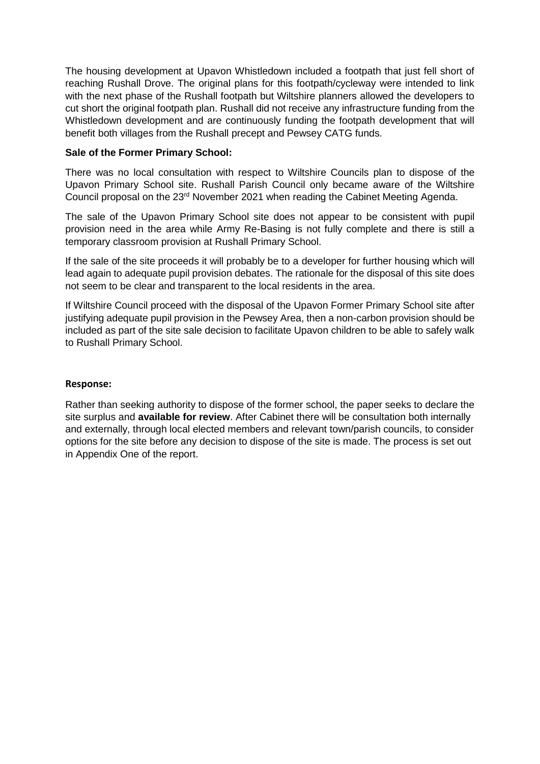The housing development at Upavon Whistledown included a footpath that just fell short of reaching Rushall Drove. The original plans for this footpath/cycleway were intended to link with the next phase of the Rushall footpath but Wiltshire planners allowed the developers to cut short the original footpath plan. Rushall did not receive any infrastructure funding from the Whistledown development and are continuously funding the footpath development that will benefit both villages from the Rushall precept and Pewsey CATG funds.

**Sale of the Former Primary School:**

There was no local consultation with respect to Wiltshire Councils plan to dispose of the Upavon Primary School site. Rushall Parish Council only became aware of the Wiltshire Council proposal on the 23rd November 2021 when reading the Cabinet Meeting Agenda.

The sale of the Upavon Primary School site does not appear to be consistent with pupil provision need in the area while Army Re-Basing is not fully complete and there is still a temporary classroom provision at Rushall Primary School.

If the sale of the site proceeds it will probably be to a developer for further housing which will lead again to adequate pupil provision debates. The rationale for the disposal of this site does not seem to be clear and transparent to the local residents in the area.

If Wiltshire Council proceed with the disposal of the Upavon Former Primary School site after justifying adequate pupil provision in the Pewsey Area, then a non-carbon provision should be included as part of the site sale decision to facilitate Upavon children to be able to safely walk to Rushall Primary School.

**Response:**

Rather than seeking authority to dispose of the former school, the paper seeks to declare the site surplus and **available for review**. After Cabinet there will be consultation both internally and externally, through local elected members and relevant town/parish councils, to consider options for the site before any decision to dispose of the site is made. The process is set out in Appendix One of the report.